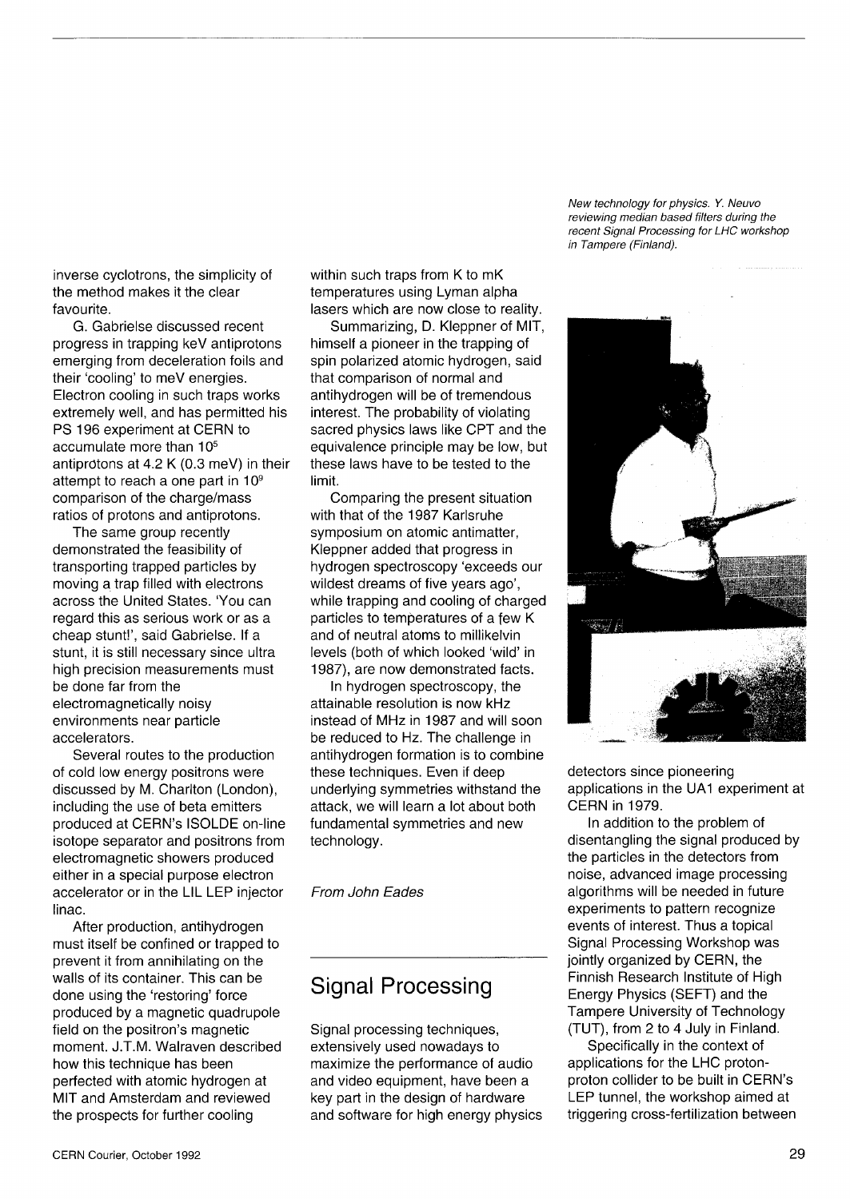inverse cyclotrons, the simplicity of the method makes it the clear favourite.

G. Gabrielse discussed recent progress in trapping keV antiprotons emerging from deceleration foils and their 'cooling' to meV energies. Electron cooling in such traps works extremely well, and has permitted his PS 196 experiment at CERN to accumulate more than $10^5$ antiprotons at 4.2 K (0.3 meV) in their attempt to reach a one part in $10^9$ comparison of the charge/mass ratios of protons and antiprotons.

The same group recently demonstrated the feasibility of transporting trapped particles by moving a trap filled with electrons across the United States. 'You can regard this as serious work or as a cheap stunt!', said Gabrielse. If a stunt, it is still necessary since ultra high precision measurements must be done far from the electromagnetically noisy environments near particle accelerators.

Several routes to the production of cold low energy positrons were discussed by M. Charlton (London), including the use of beta emitters produced at CERN's ISOLDE on-line isotope separator and positrons from electromagnetic showers produced either in a special purpose electron accelerator or in the LIL LEP injector linac.

After production, antihydrogen must itself be confined or trapped to prevent it from annihilating on the walls of its container. This can be done using the 'restoring' force produced by a magnetic quadrupole field on the positron's magnetic moment. J.T.M. Walraven described how this technique has been perfected with atomic hydrogen at MIT and Amsterdam and reviewed the prospects for further cooling within such traps from K to mK temperatures using Lyman alpha lasers which are now close to reality.

Summarizing, D. Kleppner of MIT, himself a pioneer in the trapping of spin polarized atomic hydrogen, said that comparison of normal and antihydrogen will be of tremendous interest. The probability of violating sacred physics laws like CPT and the equivalence principle may be low, but these laws have to be tested to the limit.

Comparing the present situation with that of the 1987 Karlsruhe symposium on atomic antimatter, Kleppner added that progress in hydrogen spectroscopy 'exceeds our wildest dreams of five years ago', while trapping and cooling of charged particles to temperatures of a few K and of neutral atoms to millikelvin levels (both of which looked 'wild' in 1987), are now demonstrated facts.

In hydrogen spectroscopy, the attainable resolution is now kHz instead of MHz in 1987 and will soon be reduced to Hz. The challenge in antihydrogen formation is to combine these techniques. Even if deep underlying symmetries withstand the attack, we will learn a lot about both fundamental symmetries and new technology.

*From John Eades*

## Signal Processing

Signal processing techniques, extensively used nowadays to maximize the performance of audio and video equipment, have been a key part in the design of hardware and software for high energy physics detectors since pioneering applications in the UA1 experiment at CERN in 1979.

*New technology for physics. Y. Neuvo reviewing median based filters during the recent Signal Processing for LHC workshop in Tampere (Finland).*

In addition to the problem of disentangling the signal produced by the particles in the detectors from noise, advanced image processing algorithms will be needed in future experiments to pattern recognize events of interest. Thus a topical Signal Processing Workshop was jointly organized by CERN, the Finnish Research Institute of High Energy Physics (SEFT) and the Tampere University of Technology (TUT), from 2 to 4 July in Finland.

Specifically in the context of applications for the LHC proton-proton collider to be built in CERN's LEP tunnel, the workshop aimed at triggering cross-fertilization between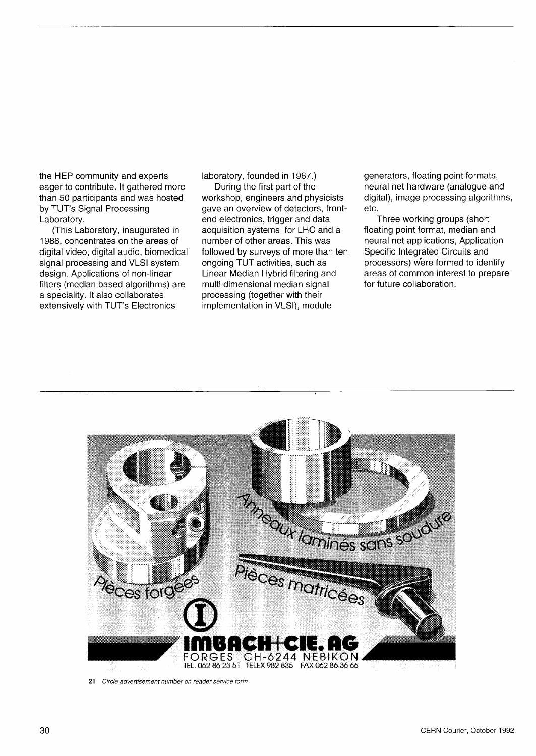the HEP community and experts eager to contribute. It gathered more than 50 participants and was hosted by TUT's Signal Processing Laboratory.

(This Laboratory, inaugurated in 1988, concentrates on the areas of digital video, digital audio, biomedical signal processing and VLSI system design. Applications of non-linear filters (median based algorithms) are a speciality. It also collaborates extensively with TUT's Electronics laboratory, founded in 1967.)

During the first part of the workshop, engineers and physicists gave an overview of detectors, front-end electronics, trigger and data acquisition systems for LHC and a number of other areas. This was followed by surveys of more than ten ongoing TUT activities, such as Linear Median Hybrid filtering and multi dimensional median signal processing (together with their implementation in VLSI), module generators, floating point formats, neural net hardware (analogue and digital), image processing algorithms, etc.

Three working groups (short floating point format, median and neural net applications, Application Specific Integrated Circuits and processors) were formed to identify areas of common interest to prepare for future collaboration.

Anneaux laminés sans soudure

Pièces forgées

Pièces matricées

IMBACH+CIE. AG

FORGES CH-6244 NEBIKON

TEL. 062 86 23 51 TELEX 982 835 FAX 062 86 36 66

21 *Circle advertisement number on reader service form*